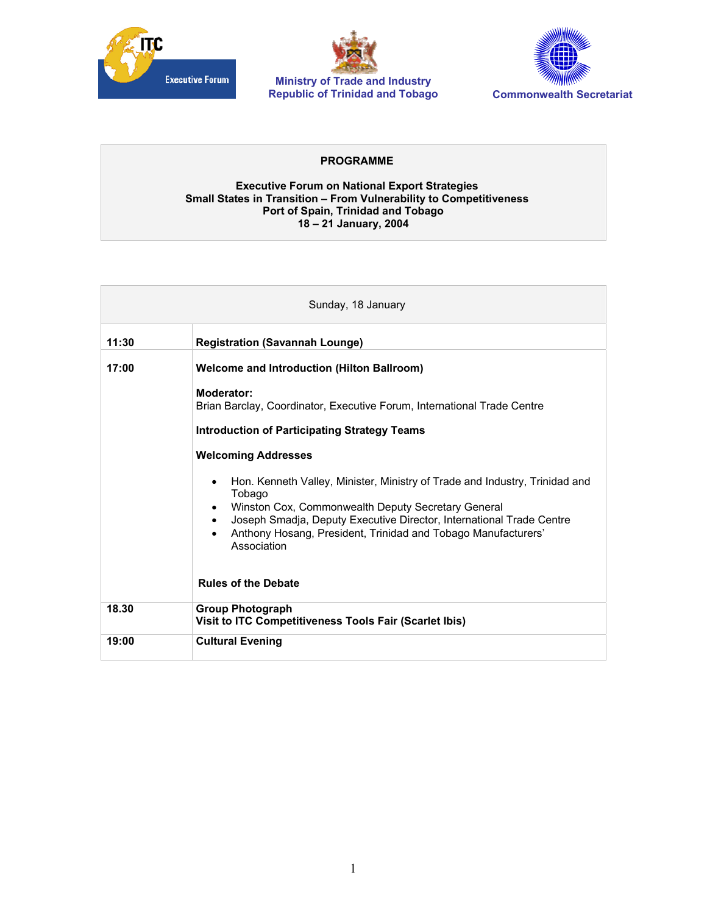ITC Executive Forum

Ministry of Trade and Industry
Republic of Trinidad and Tobago

Commonwealth Secretariat

**PROGRAMME**

**Executive Forum on National Export Strategies**
**Small States in Transition – From Vulnerability to Competitiveness**
**Port of Spain, Trinidad and Tobago**
**18 – 21 January, 2004**

| Sunday, 18 January | |
|---|---|
| **11:30** | **Registration (Savannah Lounge)** |
| **17:00** | **Welcome and Introduction (Hilton Ballroom)**<br><br>**Moderator:**<br>Brian Barclay, Coordinator, Executive Forum, International Trade Centre<br><br>**Introduction of Participating Strategy Teams**<br><br>**Welcoming Addresses**<br>• Hon. Kenneth Valley, Minister, Ministry of Trade and Industry, Trinidad and Tobago<br>• Winston Cox, Commonwealth Deputy Secretary General<br>• Joseph Smadja, Deputy Executive Director, International Trade Centre<br>• Anthony Hosang, President, Trinidad and Tobago Manufacturers' Association<br><br>**Rules of the Debate** |
| **18.30** | **Group Photograph**<br>**Visit to ITC Competitiveness Tools Fair (Scarlet Ibis)** |
| **19:00** | **Cultural Evening** |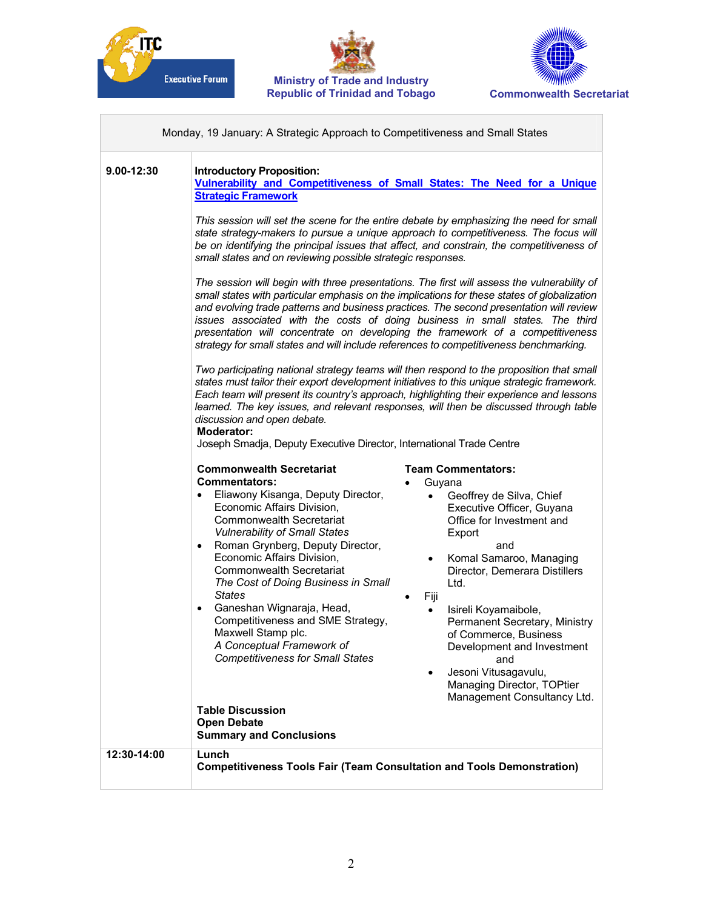ITC Executive Forum | Ministry of Trade and Industry, Republic of Trinidad and Tobago | Commonwealth Secretariat

| Monday, 19 January: A Strategic Approach to Competitiveness and Small States | |
|---|---|
| **9.00-12:30** | **Introductory Proposition:** **Vulnerability and Competitiveness of Small States: The Need for a Unique Strategic Framework**<br><br>*This session will set the scene for the entire debate by emphasizing the need for small state strategy-makers to pursue a unique approach to competitiveness. The focus will be on identifying the principal issues that affect, and constrain, the competitiveness of small states and on reviewing possible strategic responses.*<br><br>*The session will begin with three presentations. The first will assess the vulnerability of small states with particular emphasis on the implications for these states of globalization and evolving trade patterns and business practices. The second presentation will review issues associated with the costs of doing business in small states. The third presentation will concentrate on developing the framework of a competitiveness strategy for small states and will include references to competitiveness benchmarking.*<br><br>*Two participating national strategy teams will then respond to the proposition that small states must tailor their export development initiatives to this unique strategic framework. Each team will present its country's approach, highlighting their experience and lessons learned. The key issues, and relevant responses, will then be discussed through table discussion and open debate.*<br><br>**Moderator:**<br>Joseph Smadja, Deputy Executive Director, International Trade Centre<br><br>**Commonwealth Secretariat Commentators:**<br>• Eliawony Kisanga, Deputy Director, Economic Affairs Division, Commonwealth Secretariat *Vulnerability of Small States*<br>• Roman Grynberg, Deputy Director, Economic Affairs Division, Commonwealth Secretariat *The Cost of Doing Business in Small States*<br>• Ganeshan Wignaraja, Head, Competitiveness and SME Strategy, Maxwell Stamp plc. *A Conceptual Framework of Competitiveness for Small States*<br><br>**Team Commentators:**<br>• Guyana<br>  ◦ Geoffrey de Silva, Chief Executive Officer, Guyana Office for Investment and Export and<br>  ◦ Komal Samaroo, Managing Director, Demerara Distillers Ltd.<br>• Fiji<br>  ◦ Isireli Koyamaibole, Permanent Secretary, Ministry of Commerce, Business Development and Investment and<br>  ◦ Jesoni Vitusagavulu, Managing Director, TOPtier Management Consultancy Ltd.<br><br>**Table Discussion**<br>**Open Debate**<br>**Summary and Conclusions** |
| **12:30-14:00** | **Lunch**<br>**Competitiveness Tools Fair (Team Consultation and Tools Demonstration)** |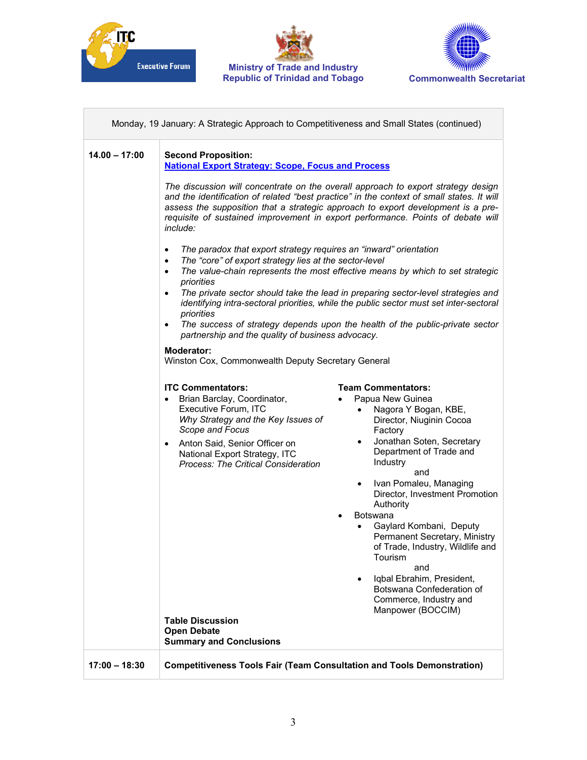Ministry of Trade and Industry
Republic of Trinidad and Tobago

Commonwealth Secretariat

Monday, 19 January: A Strategic Approach to Competitiveness and Small States (continued)

**14.00 – 17:00**

**Second Proposition:**
**National Export Strategy: Scope, Focus and Process**

*The discussion will concentrate on the overall approach to export strategy design and the identification of related "best practice" in the context of small states. It will assess the supposition that a strategic approach to export development is a pre-requisite of sustained improvement in export performance. Points of debate will include:*

- *The paradox that export strategy requires an "inward" orientation*
- *The "core" of export strategy lies at the sector-level*
- *The value-chain represents the most effective means by which to set strategic priorities*
- *The private sector should take the lead in preparing sector-level strategies and identifying intra-sectoral priorities, while the public sector must set inter-sectoral priorities*
- *The success of strategy depends upon the health of the public-private sector partnership and the quality of business advocacy.*

**Moderator:**
Winston Cox, Commonwealth Deputy Secretary General

**ITC Commentators:**

- Brian Barclay, Coordinator, Executive Forum, ITC
  *Why Strategy and the Key Issues of Scope and Focus*
- Anton Said, Senior Officer on National Export Strategy, ITC
  *Process: The Critical Consideration*

**Team Commentators:**

- Papua New Guinea
  - Nagora Y Bogan, KBE, Director, Niuginin Cocoa Factory
  - Jonathan Soten, Secretary Department of Trade and Industry
    and
  - Ivan Pomaleu, Managing Director, Investment Promotion Authority
- Botswana
  - Gaylard Kombani, Deputy Permanent Secretary, Ministry of Trade, Industry, Wildlife and Tourism
    and
  - Iqbal Ebrahim, President, Botswana Confederation of Commerce, Industry and Manpower (BOCCIM)

**Table Discussion**
**Open Debate**
**Summary and Conclusions**

**17:00 – 18:30**

**Competitiveness Tools Fair (Team Consultation and Tools Demonstration)**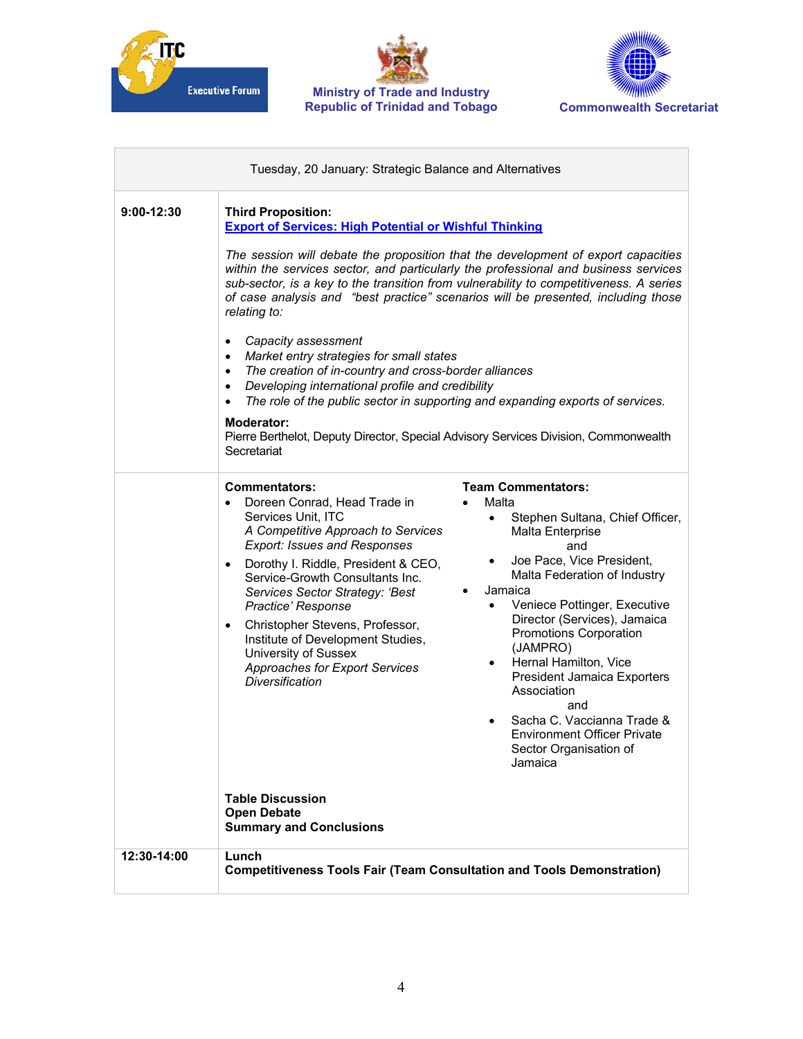ITC Executive Forum | Ministry of Trade and Industry, Republic of Trinidad and Tobago | Commonwealth Secretariat

| Tuesday, 20 January: Strategic Balance and Alternatives | |
|---|---|
| **9:00-12:30** | **Third Proposition:** **Export of Services: High Potential or Wishful Thinking**<br><br>*The session will debate the proposition that the development of export capacities within the services sector, and particularly the professional and business services sub-sector, is a key to the transition from vulnerability to competitiveness. A series of case analysis and "best practice" scenarios will be presented, including those relating to:*<br><br>• *Capacity assessment*<br>• *Market entry strategies for small states*<br>• *The creation of in-country and cross-border alliances*<br>• *Developing international profile and credibility*<br>• *The role of the public sector in supporting and expanding exports of services.*<br><br>**Moderator:**<br>Pierre Berthelot, Deputy Director, Special Advisory Services Division, Commonwealth Secretariat |
| | **Commentators:**<br>• Doreen Conrad, Head Trade in Services Unit, ITC<br>*A Competitive Approach to Services Export: Issues and Responses*<br>• Dorothy I. Riddle, President & CEO, Service-Growth Consultants Inc.<br>*Services Sector Strategy: 'Best Practice' Response*<br>• Christopher Stevens, Professor, Institute of Development Studies, University of Sussex<br>*Approaches for Export Services Diversification*<br><br>**Team Commentators:**<br>• Malta<br>  ◦ Stephen Sultana, Chief Officer, Malta Enterprise<br>  and<br>  ◦ Joe Pace, Vice President, Malta Federation of Industry<br>• Jamaica<br>  ◦ Veniece Pottinger, Executive Director (Services), Jamaica Promotions Corporation (JAMPRO)<br>  ◦ Hernal Hamilton, Vice President Jamaica Exporters Association<br>  and<br>  ◦ Sacha C. Vaccianna Trade & Environment Officer Private Sector Organisation of Jamaica<br><br>**Table Discussion**<br>**Open Debate**<br>**Summary and Conclusions** |
| **12:30-14:00** | **Lunch**<br>**Competitiveness Tools Fair (Team Consultation and Tools Demonstration)** |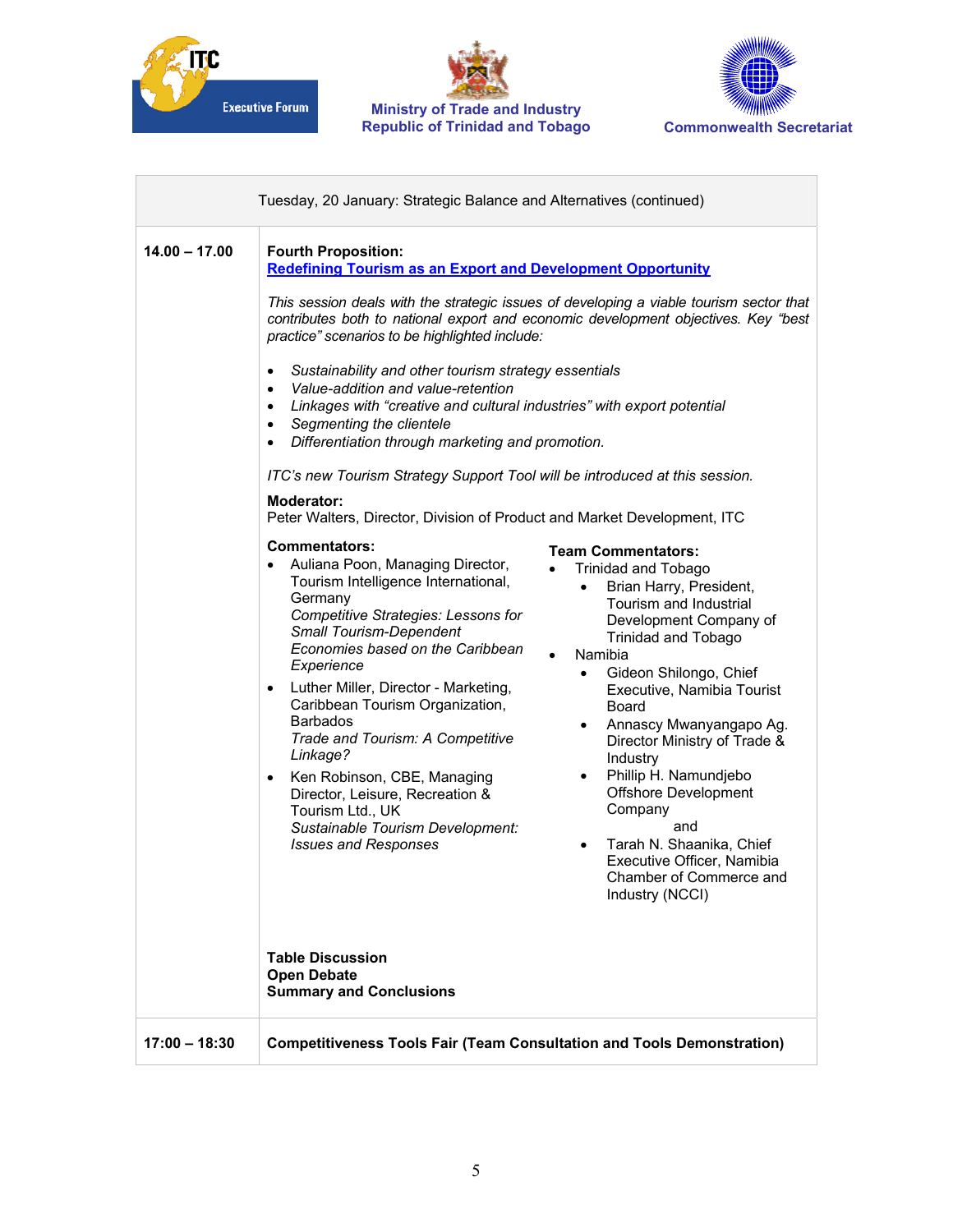Ministry of Trade and Industry
Republic of Trinidad and Tobago

Commonwealth Secretariat

ITC Executive Forum

Tuesday, 20 January: Strategic Balance and Alternatives (continued)

**14.00 – 17.00**

**Fourth Proposition:**
**Redefining Tourism as an Export and Development Opportunity**

*This session deals with the strategic issues of developing a viable tourism sector that contributes both to national export and economic development objectives. Key "best practice" scenarios to be highlighted include:*

- *Sustainability and other tourism strategy essentials*
- *Value-addition and value-retention*
- *Linkages with "creative and cultural industries" with export potential*
- *Segmenting the clientele*
- *Differentiation through marketing and promotion.*

*ITC's new Tourism Strategy Support Tool will be introduced at this session.*

**Moderator:**
Peter Walters, Director, Division of Product and Market Development, ITC

**Commentators:**

- Auliana Poon, Managing Director, Tourism Intelligence International, Germany
  *Competitive Strategies: Lessons for Small Tourism-Dependent Economies based on the Caribbean Experience*
- Luther Miller, Director - Marketing, Caribbean Tourism Organization, Barbados
  *Trade and Tourism: A Competitive Linkage?*
- Ken Robinson, CBE, Managing Director, Leisure, Recreation & Tourism Ltd., UK
  *Sustainable Tourism Development: Issues and Responses*

**Team Commentators:**

- Trinidad and Tobago
  - Brian Harry, President, Tourism and Industrial Development Company of Trinidad and Tobago
- Namibia
  - Gideon Shilongo, Chief Executive, Namibia Tourist Board
  - Annascy Mwanyangapo Ag. Director Ministry of Trade & Industry
  - Phillip H. Namundjebo Offshore Development Company
    and
  - Tarah N. Shaanika, Chief Executive Officer, Namibia Chamber of Commerce and Industry (NCCI)

**Table Discussion**
**Open Debate**
**Summary and Conclusions**

**17:00 – 18:30**

**Competitiveness Tools Fair (Team Consultation and Tools Demonstration)**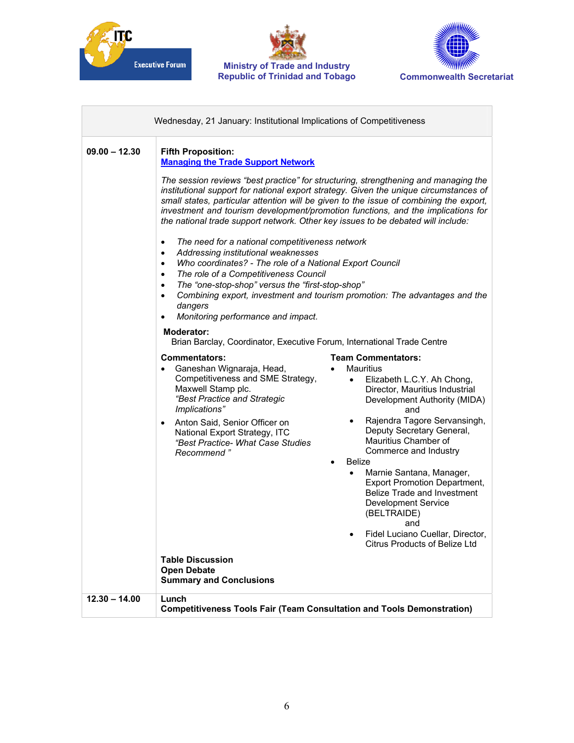ITC Executive Forum | Ministry of Trade and Industry Republic of Trinidad and Tobago | Commonwealth Secretariat

## Wednesday, 21 January: Institutional Implications of Competitiveness

**09.00 – 12.30**

**Fifth Proposition:**
**[Managing the Trade Support Network]**

*The session reviews "best practice" for structuring, strengthening and managing the institutional support for national export strategy. Given the unique circumstances of small states, particular attention will be given to the issue of combining the export, investment and tourism development/promotion functions, and the implications for the national trade support network. Other key issues to be debated will include:*

- *The need for a national competitiveness network*
- *Addressing institutional weaknesses*
- *Who coordinates? - The role of a National Export Council*
- *The role of a Competitiveness Council*
- *The "one-stop-shop" versus the "first-stop-shop"*
- *Combining export, investment and tourism promotion: The advantages and the dangers*
- *Monitoring performance and impact.*

**Moderator:**
Brian Barclay, Coordinator, Executive Forum, International Trade Centre

**Commentators:**

- Ganeshan Wignaraja, Head, Competitiveness and SME Strategy, Maxwell Stamp plc.
  *"Best Practice and Strategic Implications"*
- Anton Said, Senior Officer on National Export Strategy, ITC
  *"Best Practice- What Case Studies Recommend "*

**Team Commentators:**

- Mauritius
  - Elizabeth L.C.Y. Ah Chong, Director, Mauritius Industrial Development Authority (MIDA)
    and
  - Rajendra Tagore Servansingh, Deputy Secretary General, Mauritius Chamber of Commerce and Industry
- Belize
  - Marnie Santana, Manager, Export Promotion Department, Belize Trade and Investment Development Service (BELTRAIDE)
    and
  - Fidel Luciano Cuellar, Director, Citrus Products of Belize Ltd

**Table Discussion**
**Open Debate**
**Summary and Conclusions**

**12.30 – 14.00**

**Lunch**
**Competitiveness Tools Fair (Team Consultation and Tools Demonstration)**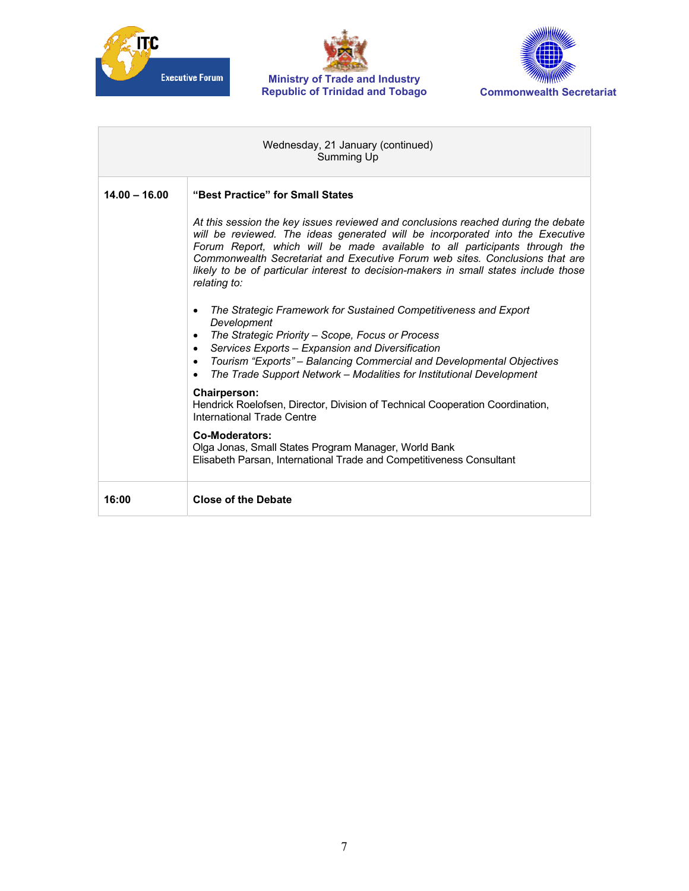ITC Executive Forum

Ministry of Trade and Industry
Republic of Trinidad and Tobago

Commonwealth Secretariat

| Wednesday, 21 January (continued)<br>Summing Up | |
|---|---|
| **14.00 – 16.00** | **"Best Practice" for Small States**<br><br>*At this session the key issues reviewed and conclusions reached during the debate will be reviewed. The ideas generated will be incorporated into the Executive Forum Report, which will be made available to all participants through the Commonwealth Secretariat and Executive Forum web sites. Conclusions that are likely to be of particular interest to decision-makers in small states include those relating to:*<br><br>• *The Strategic Framework for Sustained Competitiveness and Export Development*<br>• *The Strategic Priority – Scope, Focus or Process*<br>• *Services Exports – Expansion and Diversification*<br>• *Tourism "Exports" – Balancing Commercial and Developmental Objectives*<br>• *The Trade Support Network – Modalities for Institutional Development*<br><br>**Chairperson:**<br>Hendrick Roelofsen, Director, Division of Technical Cooperation Coordination, International Trade Centre<br><br>**Co-Moderators:**<br>Olga Jonas, Small States Program Manager, World Bank<br>Elisabeth Parsan, International Trade and Competitiveness Consultant |
| **16:00** | **Close of the Debate** |